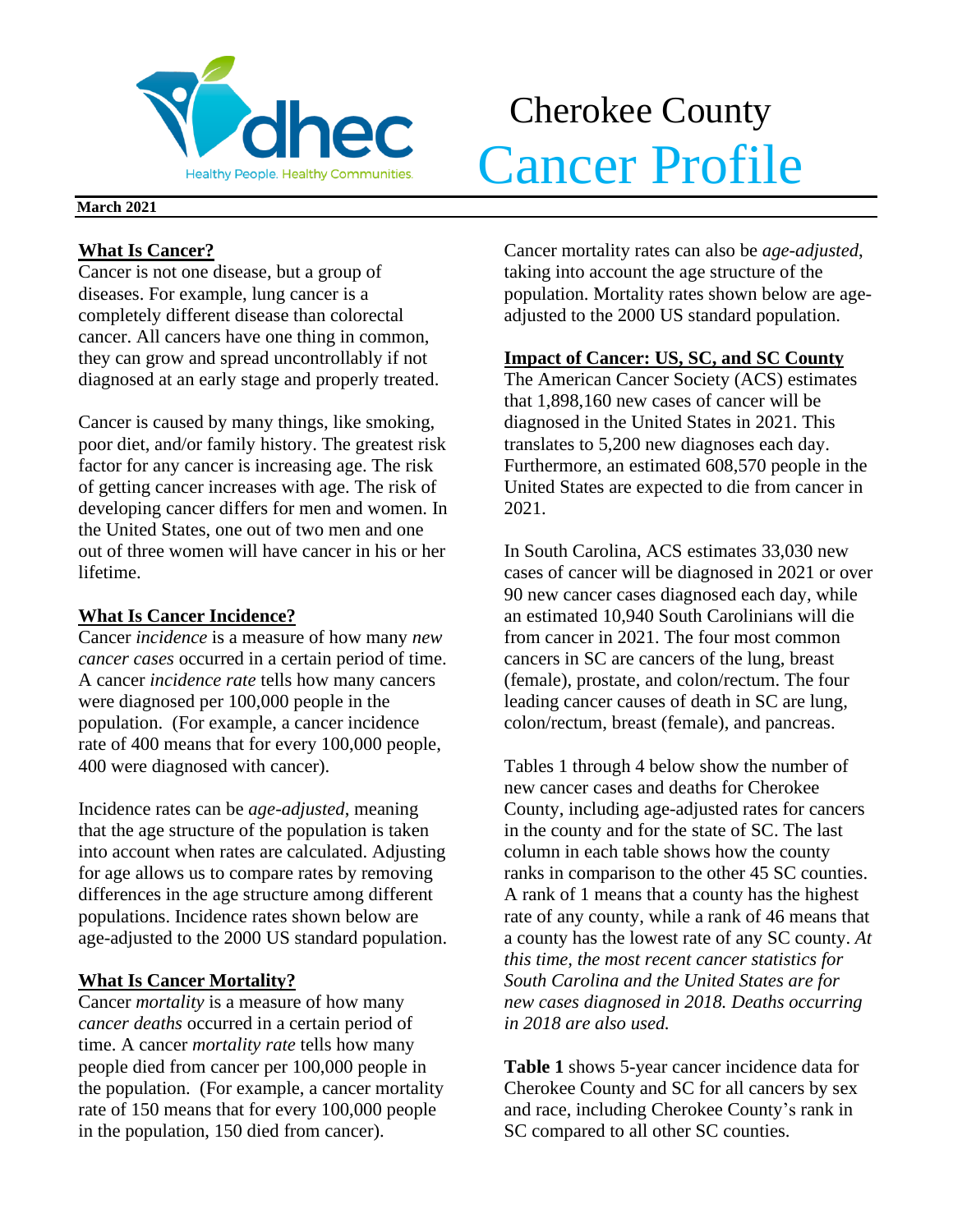# Cherokee County Cancer Profile

**March 2021**

## What Is Cancer?

Cancer is not one disease, but a group of diseases. For example, lung cancer is a completely different disease than colorectal cancer. All cancers have one thing in common, they can grow and spread uncontrollably if not diagnosed at an early stage and properly treated.

Cancer is caused by many things, like smoking, poor diet, and/or family history. The greatest risk factor for any cancer is increasing age. The risk of getting cancer increases with age. The risk of developing cancer differs for men and women. In the United States, one out of two men and one out of three women will have cancer in his or her lifetime.

## What Is Cancer Incidence?

Cancer *incidence* is a measure of how many *new cancer cases* occurred in a certain period of time. A cancer *incidence rate* tells how many cancers were diagnosed per 100,000 people in the population. (For example, a cancer incidence rate of 400 means that for every 100,000 people, 400 were diagnosed with cancer).

Incidence rates can be *age-adjusted*, meaning that the age structure of the population is taken into account when rates are calculated. Adjusting for age allows us to compare rates by removing differences in the age structure among different populations. Incidence rates shown below are age-adjusted to the 2000 US standard population.

## What Is Cancer Mortality?

Cancer *mortality* is a measure of how many *cancer deaths* occurred in a certain period of time. A cancer *mortality rate* tells how many people died from cancer per 100,000 people in the population. (For example, a cancer mortality rate of 150 means that for every 100,000 people in the population, 150 died from cancer).

Cancer mortality rates can also be *age-adjusted*, taking into account the age structure of the population. Mortality rates shown below are age-adjusted to the 2000 US standard population.

## Impact of Cancer: US, SC, and SC County

The American Cancer Society (ACS) estimates that 1,898,160 new cases of cancer will be diagnosed in the United States in 2021. This translates to 5,200 new diagnoses each day. Furthermore, an estimated 608,570 people in the United States are expected to die from cancer in 2021.

In South Carolina, ACS estimates 33,030 new cases of cancer will be diagnosed in 2021 or over 90 new cancer cases diagnosed each day, while an estimated 10,940 South Carolinians will die from cancer in 2021. The four most common cancers in SC are cancers of the lung, breast (female), prostate, and colon/rectum. The four leading cancer causes of death in SC are lung, colon/rectum, breast (female), and pancreas.

Tables 1 through 4 below show the number of new cancer cases and deaths for Cherokee County, including age-adjusted rates for cancers in the county and for the state of SC. The last column in each table shows how the county ranks in comparison to the other 45 SC counties. A rank of 1 means that a county has the highest rate of any county, while a rank of 46 means that a county has the lowest rate of any SC county. *At this time, the most recent cancer statistics for South Carolina and the United States are for new cases diagnosed in 2018. Deaths occurring in 2018 are also used.*

**Table 1** shows 5-year cancer incidence data for Cherokee County and SC for all cancers by sex and race, including Cherokee County's rank in SC compared to all other SC counties.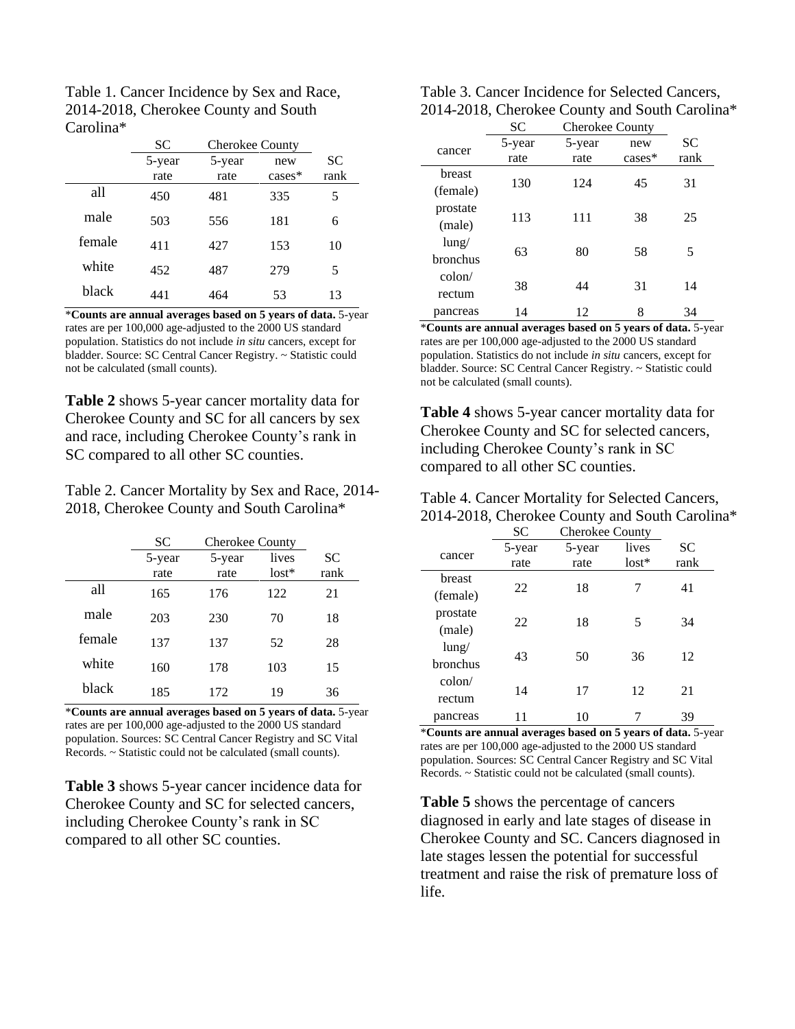Table 1. Cancer Incidence by Sex and Race, 2014-2018, Cherokee County and South Carolina*

| | SC | Cherokee County | | |
|---|---|---|---|---|
| | 5-year rate | 5-year rate | new cases* | SC rank |
| all | 450 | 481 | 335 | 5 |
| male | 503 | 556 | 181 | 6 |
| female | 411 | 427 | 153 | 10 |
| white | 452 | 487 | 279 | 5 |
| black | 441 | 464 | 53 | 13 |

***Counts are annual averages based on 5 years of data.** 5-year rates are per 100,000 age-adjusted to the 2000 US standard population. Statistics do not include *in situ* cancers, except for bladder. Source: SC Central Cancer Registry. ~ Statistic could not be calculated (small counts).

**Table 2** shows 5-year cancer mortality data for Cherokee County and SC for all cancers by sex and race, including Cherokee County's rank in SC compared to all other SC counties.

Table 2. Cancer Mortality by Sex and Race, 2014-2018, Cherokee County and South Carolina*

| | SC | Cherokee County | | |
|---|---|---|---|---|
| | 5-year rate | 5-year rate | lives lost* | SC rank |
| all | 165 | 176 | 122 | 21 |
| male | 203 | 230 | 70 | 18 |
| female | 137 | 137 | 52 | 28 |
| white | 160 | 178 | 103 | 15 |
| black | 185 | 172 | 19 | 36 |

***Counts are annual averages based on 5 years of data.** 5-year rates are per 100,000 age-adjusted to the 2000 US standard population. Sources: SC Central Cancer Registry and SC Vital Records. ~ Statistic could not be calculated (small counts).

**Table 3** shows 5-year cancer incidence data for Cherokee County and SC for selected cancers, including Cherokee County's rank in SC compared to all other SC counties.

Table 3. Cancer Incidence for Selected Cancers, 2014-2018, Cherokee County and South Carolina*

| | SC | Cherokee County | | |
|---|---|---|---|---|
| cancer | 5-year rate | 5-year rate | new cases* | SC rank |
| breast (female) | 130 | 124 | 45 | 31 |
| prostate (male) | 113 | 111 | 38 | 25 |
| lung/ bronchus | 63 | 80 | 58 | 5 |
| colon/ rectum | 38 | 44 | 31 | 14 |
| pancreas | 14 | 12 | 8 | 34 |

***Counts are annual averages based on 5 years of data.** 5-year rates are per 100,000 age-adjusted to the 2000 US standard population. Statistics do not include *in situ* cancers, except for bladder. Source: SC Central Cancer Registry. ~ Statistic could not be calculated (small counts).

**Table 4** shows 5-year cancer mortality data for Cherokee County and SC for selected cancers, including Cherokee County's rank in SC compared to all other SC counties.

Table 4. Cancer Mortality for Selected Cancers, 2014-2018, Cherokee County and South Carolina*

| | SC | Cherokee County | | |
|---|---|---|---|---|
| cancer | 5-year rate | 5-year rate | lives lost* | SC rank |
| breast (female) | 22 | 18 | 7 | 41 |
| prostate (male) | 22 | 18 | 5 | 34 |
| lung/ bronchus | 43 | 50 | 36 | 12 |
| colon/ rectum | 14 | 17 | 12 | 21 |
| pancreas | 11 | 10 | 7 | 39 |

***Counts are annual averages based on 5 years of data.** 5-year rates are per 100,000 age-adjusted to the 2000 US standard population. Sources: SC Central Cancer Registry and SC Vital Records. ~ Statistic could not be calculated (small counts).

**Table 5** shows the percentage of cancers diagnosed in early and late stages of disease in Cherokee County and SC. Cancers diagnosed in late stages lessen the potential for successful treatment and raise the risk of premature loss of life.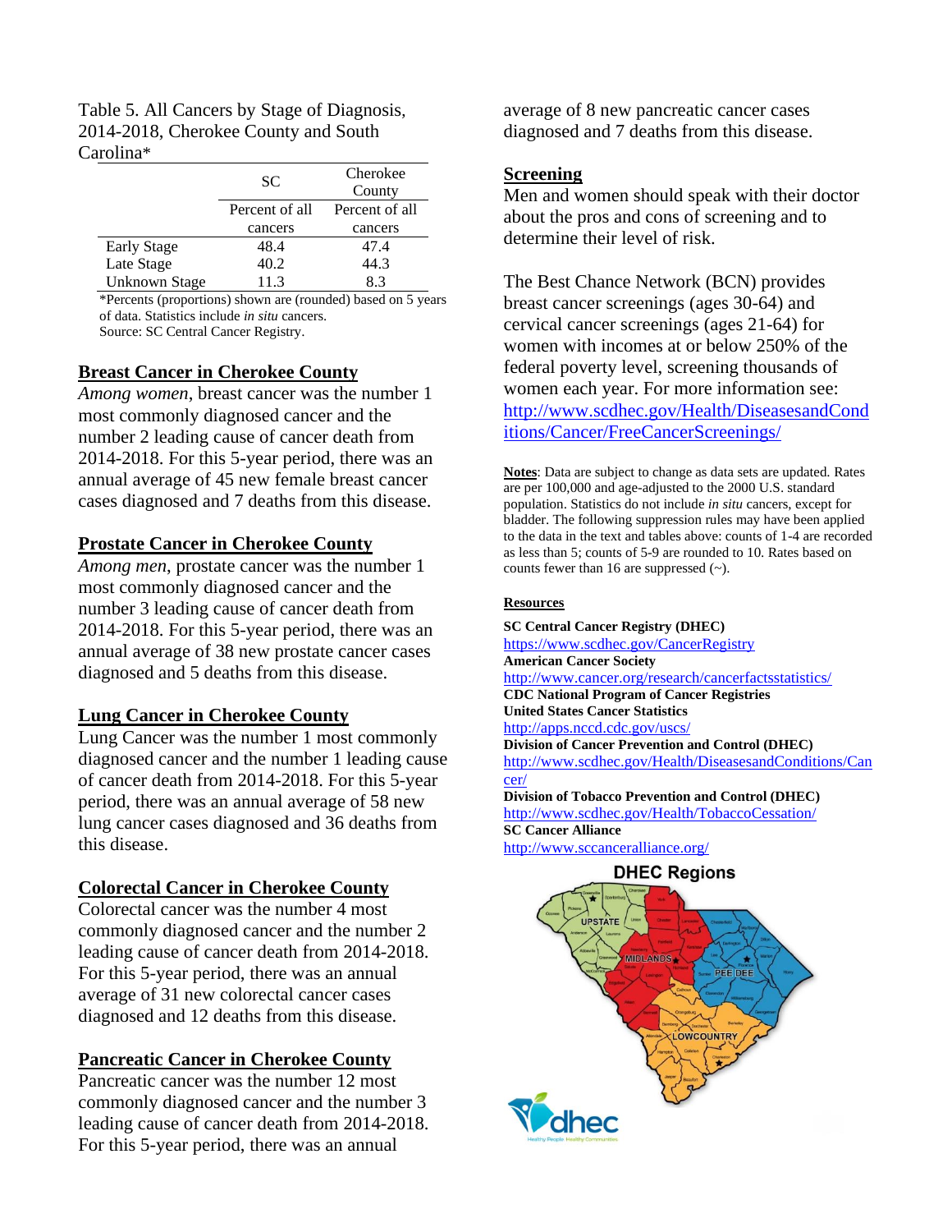Table 5. All Cancers by Stage of Diagnosis, 2014-2018, Cherokee County and South Carolina*

| | SC | Cherokee County |
|---|---|---|
| | Percent of all cancers | Percent of all cancers |
| Early Stage | 48.4 | 47.4 |
| Late Stage | 40.2 | 44.3 |
| Unknown Stage | 11.3 | 8.3 |

*Percents (proportions) shown are (rounded) based on 5 years of data. Statistics include *in situ* cancers.
Source: SC Central Cancer Registry.

## Breast Cancer in Cherokee County

*Among women*, breast cancer was the number 1 most commonly diagnosed cancer and the number 2 leading cause of cancer death from 2014-2018. For this 5-year period, there was an annual average of 45 new female breast cancer cases diagnosed and 7 deaths from this disease.

## Prostate Cancer in Cherokee County

*Among men*, prostate cancer was the number 1 most commonly diagnosed cancer and the number 3 leading cause of cancer death from 2014-2018. For this 5-year period, there was an annual average of 38 new prostate cancer cases diagnosed and 5 deaths from this disease.

## Lung Cancer in Cherokee County

Lung Cancer was the number 1 most commonly diagnosed cancer and the number 1 leading cause of cancer death from 2014-2018. For this 5-year period, there was an annual average of 58 new lung cancer cases diagnosed and 36 deaths from this disease.

## Colorectal Cancer in Cherokee County

Colorectal cancer was the number 4 most commonly diagnosed cancer and the number 2 leading cause of cancer death from 2014-2018. For this 5-year period, there was an annual average of 31 new colorectal cancer cases diagnosed and 12 deaths from this disease.

## Pancreatic Cancer in Cherokee County

Pancreatic cancer was the number 12 most commonly diagnosed cancer and the number 3 leading cause of cancer death from 2014-2018. For this 5-year period, there was an annual average of 8 new pancreatic cancer cases diagnosed and 7 deaths from this disease.

## Screening

Men and women should speak with their doctor about the pros and cons of screening and to determine their level of risk.

The Best Chance Network (BCN) provides breast cancer screenings (ages 30-64) and cervical cancer screenings (ages 21-64) for women with incomes at or below 250% of the federal poverty level, screening thousands of women each year. For more information see: http://www.scdhec.gov/Health/DiseasesandConditions/Cancer/FreeCancerScreenings/

**Notes**: Data are subject to change as data sets are updated. Rates are per 100,000 and age-adjusted to the 2000 U.S. standard population. Statistics do not include *in situ* cancers, except for bladder. The following suppression rules may have been applied to the data in the text and tables above: counts of 1-4 are recorded as less than 5; counts of 5-9 are rounded to 10. Rates based on counts fewer than 16 are suppressed (~).

**Resources**

**SC Central Cancer Registry (DHEC)**
https://www.scdhec.gov/CancerRegistry
**American Cancer Society**
http://www.cancer.org/research/cancerfactsstatistics/
**CDC National Program of Cancer Registries**
**United States Cancer Statistics**
http://apps.nccd.cdc.gov/uscs/
**Division of Cancer Prevention and Control (DHEC)**
http://www.scdhec.gov/Health/DiseasesandConditions/Cancer/
**Division of Tobacco Prevention and Control (DHEC)**
http://www.scdhec.gov/Health/TobaccoCessation/
**SC Cancer Alliance**
http://www.sccanceralliance.org/

DHEC Regions

UPSTATE
MIDLANDS
PEE DEE
LOWCOUNTRY

dhec
Healthy People Healthy Communities